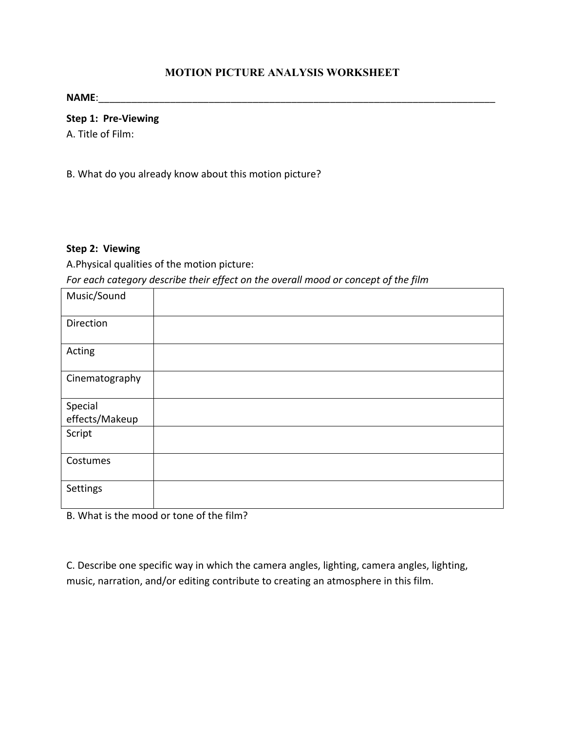# MOTION PICTURE ANALYSIS WORKSHEET

**NAME**:___________________________________________________________________________

**Step 1: Pre-Viewing**

A. Title of Film:

B. What do you already know about this motion picture?

**Step 2: Viewing**

A.Physical qualities of the motion picture:

*For each category describe their effect on the overall mood or concept of the film*

| | |
|---|---|
| Music/Sound | |
| Direction | |
| Acting | |
| Cinematography | |
| Special effects/Makeup | |
| Script | |
| Costumes | |
| Settings | |

B. What is the mood or tone of the film?

C. Describe one specific way in which the camera angles, lighting, camera angles, lighting, music, narration, and/or editing contribute to creating an atmosphere in this film.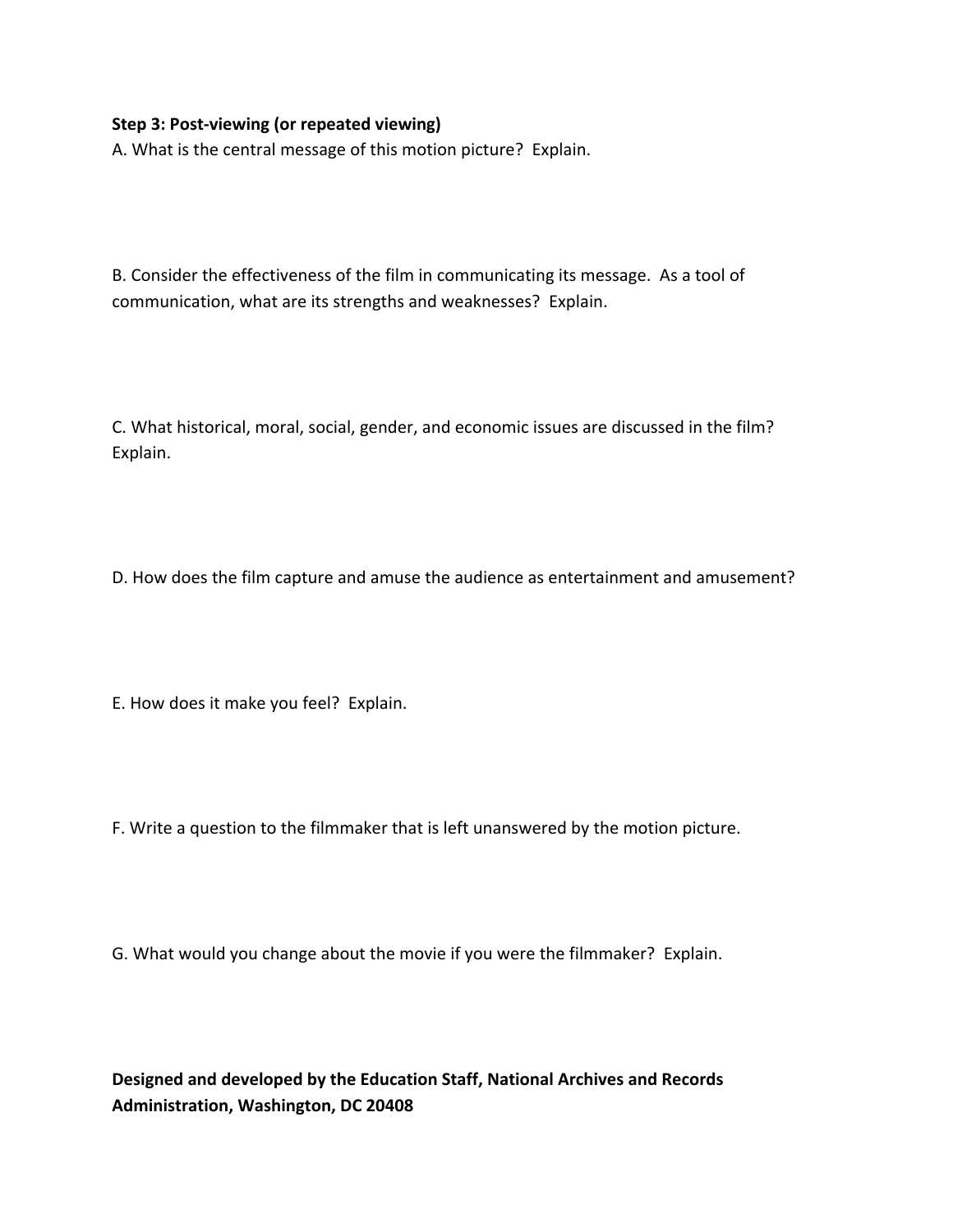**Step 3: Post-viewing (or repeated viewing)**

A. What is the central message of this motion picture? Explain.

B. Consider the effectiveness of the film in communicating its message. As a tool of communication, what are its strengths and weaknesses? Explain.

C. What historical, moral, social, gender, and economic issues are discussed in the film? Explain.

D. How does the film capture and amuse the audience as entertainment and amusement?

E. How does it make you feel? Explain.

F. Write a question to the filmmaker that is left unanswered by the motion picture.

G. What would you change about the movie if you were the filmmaker? Explain.

**Designed and developed by the Education Staff, National Archives and Records Administration, Washington, DC 20408**